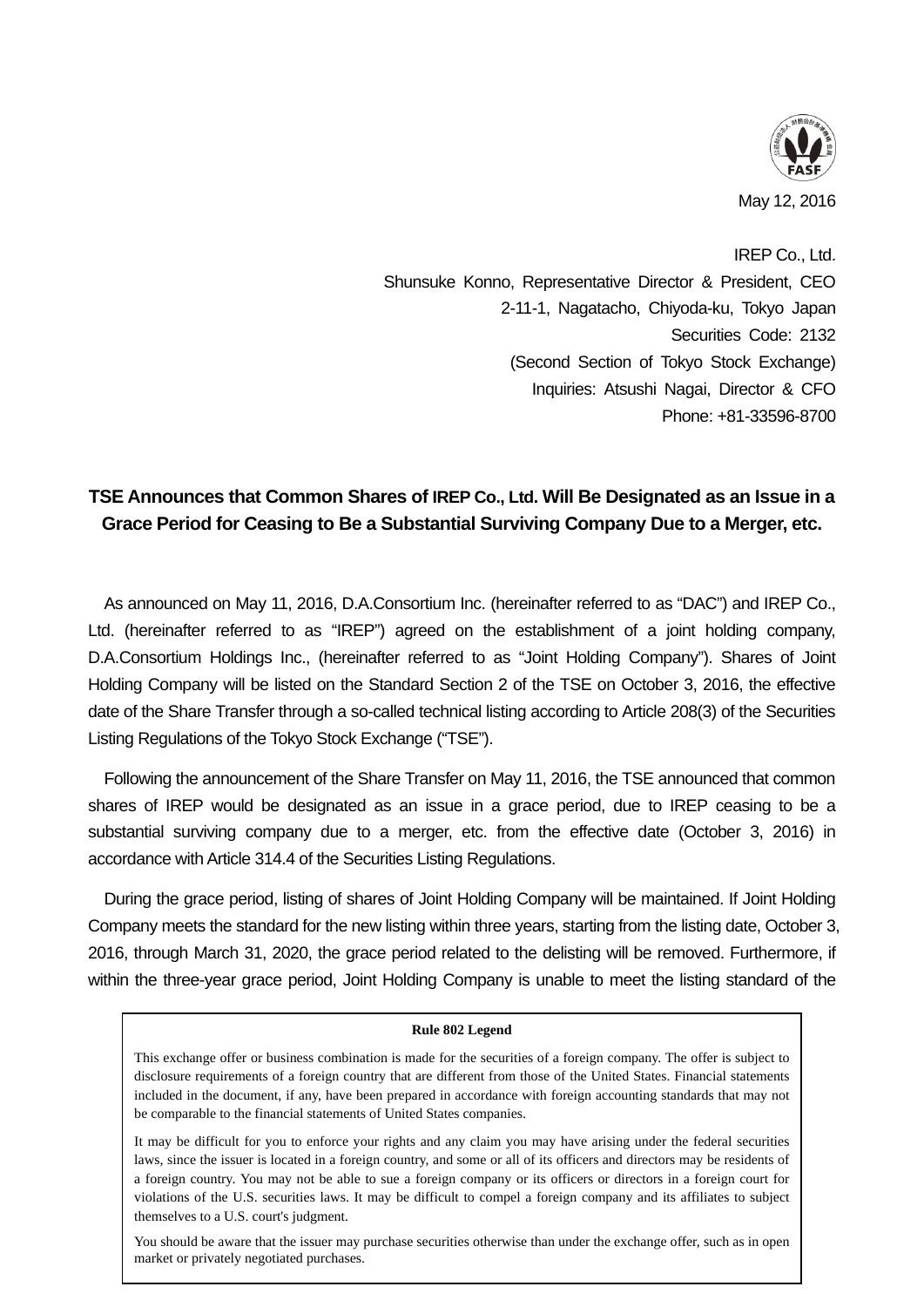May 12, 2016

IREP Co., Ltd.
Shunsuke Konno, Representative Director & President, CEO
2-11-1, Nagatacho, Chiyoda-ku, Tokyo Japan
Securities Code: 2132
(Second Section of Tokyo Stock Exchange)
Inquiries: Atsushi Nagai, Director & CFO
Phone: +81-33596-8700

## TSE Announces that Common Shares of IREP Co., Ltd. Will Be Designated as an Issue in a Grace Period for Ceasing to Be a Substantial Surviving Company Due to a Merger, etc.

As announced on May 11, 2016, D.A.Consortium Inc. (hereinafter referred to as "DAC") and IREP Co., Ltd. (hereinafter referred to as "IREP") agreed on the establishment of a joint holding company, D.A.Consortium Holdings Inc., (hereinafter referred to as "Joint Holding Company"). Shares of Joint Holding Company will be listed on the Standard Section 2 of the TSE on October 3, 2016, the effective date of the Share Transfer through a so-called technical listing according to Article 208(3) of the Securities Listing Regulations of the Tokyo Stock Exchange ("TSE").

Following the announcement of the Share Transfer on May 11, 2016, the TSE announced that common shares of IREP would be designated as an issue in a grace period, due to IREP ceasing to be a substantial surviving company due to a merger, etc. from the effective date (October 3, 2016) in accordance with Article 314.4 of the Securities Listing Regulations.

During the grace period, listing of shares of Joint Holding Company will be maintained. If Joint Holding Company meets the standard for the new listing within three years, starting from the listing date, October 3, 2016, through March 31, 2020, the grace period related to the delisting will be removed. Furthermore, if within the three-year grace period, Joint Holding Company is unable to meet the listing standard of the

**Rule 802 Legend**

This exchange offer or business combination is made for the securities of a foreign company. The offer is subject to disclosure requirements of a foreign country that are different from those of the United States. Financial statements included in the document, if any, have been prepared in accordance with foreign accounting standards that may not be comparable to the financial statements of United States companies.

It may be difficult for you to enforce your rights and any claim you may have arising under the federal securities laws, since the issuer is located in a foreign country, and some or all of its officers and directors may be residents of a foreign country. You may not be able to sue a foreign company or its officers or directors in a foreign court for violations of the U.S. securities laws. It may be difficult to compel a foreign company and its affiliates to subject themselves to a U.S. court's judgment.

You should be aware that the issuer may purchase securities otherwise than under the exchange offer, such as in open market or privately negotiated purchases.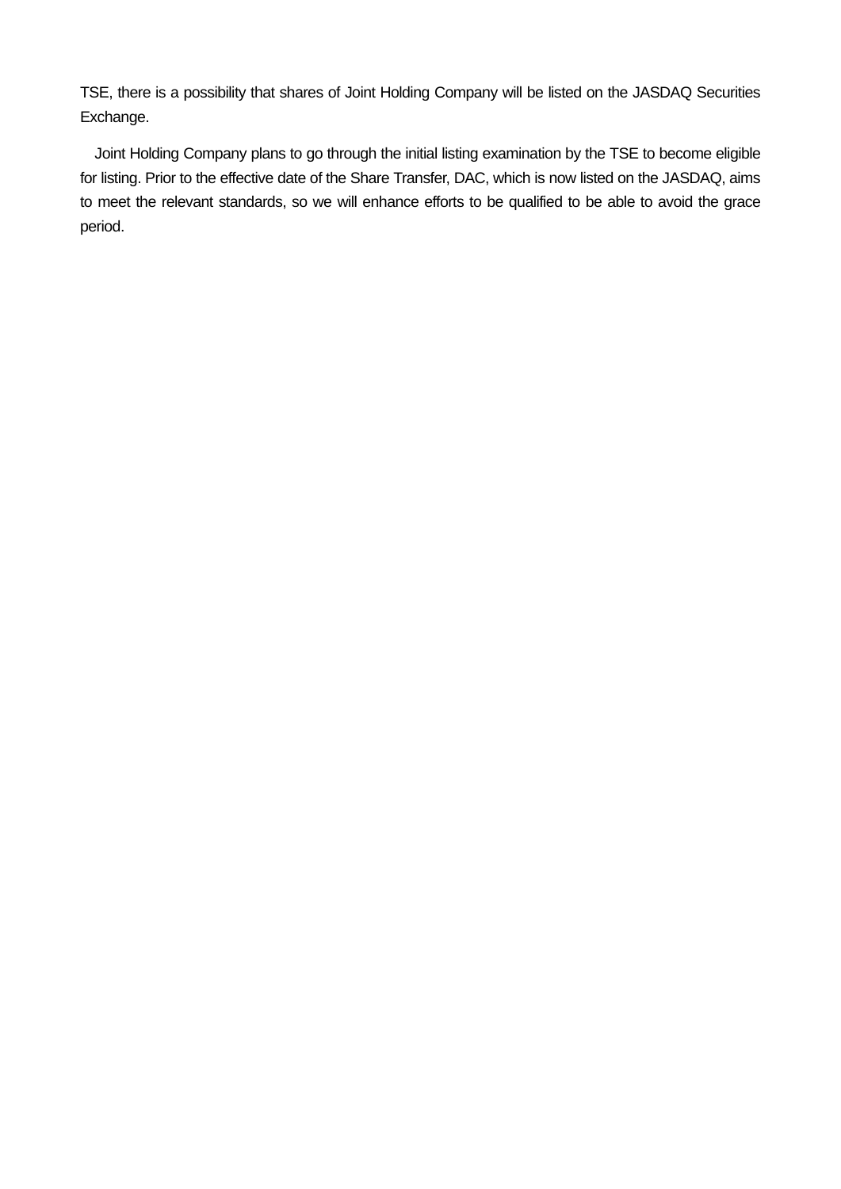TSE, there is a possibility that shares of Joint Holding Company will be listed on the JASDAQ Securities Exchange.

Joint Holding Company plans to go through the initial listing examination by the TSE to become eligible for listing. Prior to the effective date of the Share Transfer, DAC, which is now listed on the JASDAQ, aims to meet the relevant standards, so we will enhance efforts to be qualified to be able to avoid the grace period.